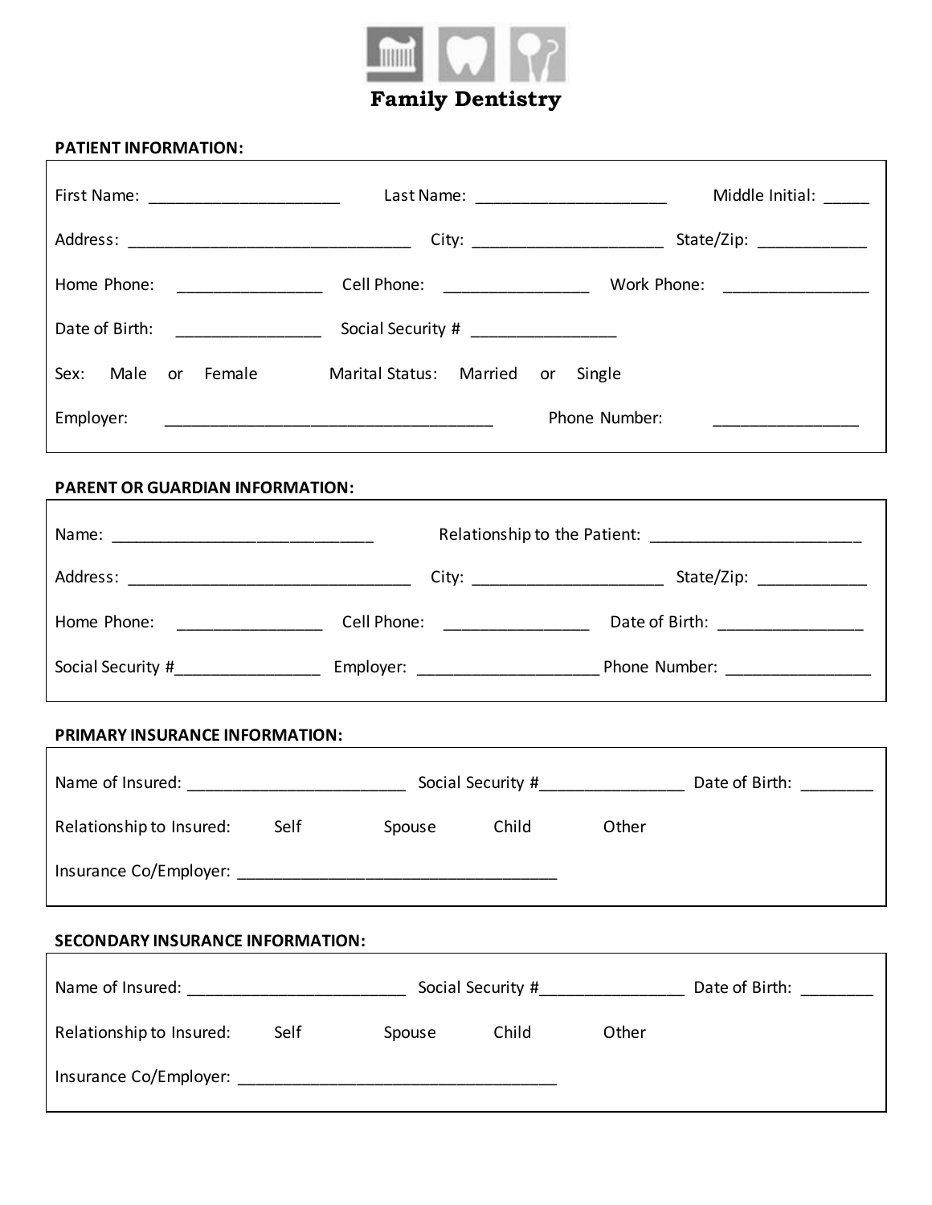# Family Dentistry

**PATIENT INFORMATION:**

First Name: ______________________ Last Name: ______________________ Middle Initial: _____

Address: _________________________________ City: ______________________ State/Zip: ____________

Home Phone: ________________ Cell Phone: ________________ Work Phone: ________________

Date of Birth: ________________ Social Security # ________________

Sex: Male or Female Marital Status: Married or Single

Employer: ______________________________________ Phone Number: ________________

**PARENT OR GUARDIAN INFORMATION:**

Name: ______________________________ Relationship to the Patient: ________________________

Address: _________________________________ City: ______________________ State/Zip: ____________

Home Phone: ________________ Cell Phone: ________________ Date of Birth: ________________

Social Security #________________ Employer: ____________________ Phone Number: ________________

**PRIMARY INSURANCE INFORMATION:**

Name of Insured: _________________________ Social Security #________________ Date of Birth: ________

Relationship to Insured: Self Spouse Child Other

Insurance Co/Employer: ____________________________________

**SECONDARY INSURANCE INFORMATION:**

Name of Insured: _________________________ Social Security #________________ Date of Birth: ________

Relationship to Insured: Self Spouse Child Other

Insurance Co/Employer: ____________________________________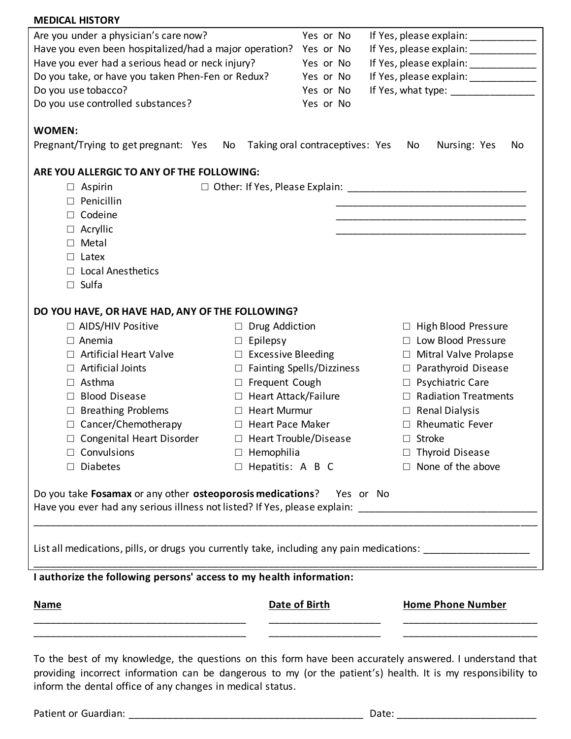## MEDICAL HISTORY

| | | |
|---|---|---|
| Are you under a physician's care now? | Yes or No | If Yes, please explain: ____________ |
| Have you even been hospitalized/had a major operation? | Yes or No | If Yes, please explain: ____________ |
| Have you ever had a serious head or neck injury? | Yes or No | If Yes, please explain: ____________ |
| Do you take, or have you taken Phen-Fen or Redux? | Yes or No | If Yes, please explain: ____________ |
| Do you use tobacco? | Yes or No | If Yes, what type: _______________ |
| Do you use controlled substances? | Yes or No | |

**WOMEN:**

Pregnant/Trying to get pregnant: Yes No Taking oral contraceptives: Yes No Nursing: Yes No

**ARE YOU ALLERGIC TO ANY OF THE FOLLOWING:**

- ☐ Aspirin
- ☐ Penicillin
- ☐ Codeine
- ☐ Acryllic
- ☐ Metal
- ☐ Latex
- ☐ Local Anesthetics
- ☐ Sulfa

☐ Other: If Yes, Please Explain: _________________________________

_________________________________

_________________________________

_________________________________

**DO YOU HAVE, OR HAVE HAD, ANY OF THE FOLLOWING?**

| | | |
|---|---|---|
| ☐ AIDS/HIV Positive | ☐ Drug Addiction | ☐ High Blood Pressure |
| ☐ Anemia | ☐ Epilepsy | ☐ Low Blood Pressure |
| ☐ Artificial Heart Valve | ☐ Excessive Bleeding | ☐ Mitral Valve Prolapse |
| ☐ Artificial Joints | ☐ Fainting Spells/Dizziness | ☐ Parathyroid Disease |
| ☐ Asthma | ☐ Frequent Cough | ☐ Psychiatric Care |
| ☐ Blood Disease | ☐ Heart Attack/Failure | ☐ Radiation Treatments |
| ☐ Breathing Problems | ☐ Heart Murmur | ☐ Renal Dialysis |
| ☐ Cancer/Chemotherapy | ☐ Heart Pace Maker | ☐ Rheumatic Fever |
| ☐ Congenital Heart Disorder | ☐ Heart Trouble/Disease | ☐ Stroke |
| ☐ Convulsions | ☐ Hemophilia | ☐ Thyroid Disease |
| ☐ Diabetes | ☐ Hepatitis: A B C | ☐ None of the above |

Do you take **Fosamax** or any other **osteoporosis medications**? Yes or No

Have you ever had any serious illness not listed? If Yes, please explain: _________________________________

_____________________________________________________________________________

List all medications, pills, or drugs you currently take, including any pain medications: ___________________

_____________________________________________________________________________

**I authorize the following persons' access to my health information:**

| **Name** | **Date of Birth** | **Home Phone Number** |
|---|---|---|
| ______________________ | ______________ | ______________ |
| ______________________ | ______________ | ______________ |

To the best of my knowledge, the questions on this form have been accurately answered. I understand that providing incorrect information can be dangerous to my (or the patient's) health. It is my responsibility to inform the dental office of any changes in medical status.

Patient or Guardian: ____________________________________________ Date: _________________________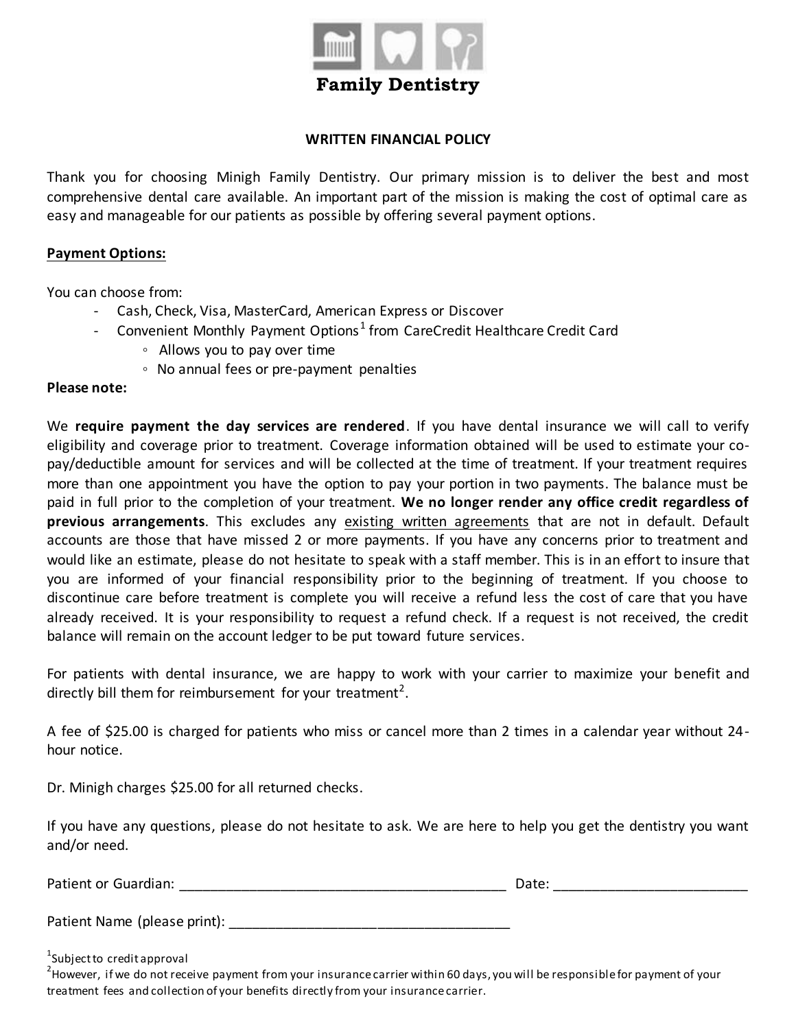# Family Dentistry

## WRITTEN FINANCIAL POLICY

Thank you for choosing Minigh Family Dentistry. Our primary mission is to deliver the best and most comprehensive dental care available. An important part of the mission is making the cost of optimal care as easy and manageable for our patients as possible by offering several payment options.

**Payment Options:**

You can choose from:

- Cash, Check, Visa, MasterCard, American Express or Discover
- Convenient Monthly Payment Options[1] from CareCredit Healthcare Credit Card
    - Allows you to pay over time
    - No annual fees or pre-payment penalties

**Please note:**

We **require payment the day services are rendered**. If you have dental insurance we will call to verify eligibility and coverage prior to treatment. Coverage information obtained will be used to estimate your co-pay/deductible amount for services and will be collected at the time of treatment. If your treatment requires more than one appointment you have the option to pay your portion in two payments. The balance must be paid in full prior to the completion of your treatment. **We no longer render any office credit regardless of previous arrangements**. This excludes any existing written agreements that are not in default. Default accounts are those that have missed 2 or more payments. If you have any concerns prior to treatment and would like an estimate, please do not hesitate to speak with a staff member. This is in an effort to insure that you are informed of your financial responsibility prior to the beginning of treatment. If you choose to discontinue care before treatment is complete you will receive a refund less the cost of care that you have already received. It is your responsibility to request a refund check. If a request is not received, the credit balance will remain on the account ledger to be put toward future services.

For patients with dental insurance, we are happy to work with your carrier to maximize your benefit and directly bill them for reimbursement for your treatment[2].

A fee of $25.00 is charged for patients who miss or cancel more than 2 times in a calendar year without 24-hour notice.

Dr. Minigh charges $25.00 for all returned checks.

If you have any questions, please do not hesitate to ask. We are here to help you get the dentistry you want and/or need.

Patient or Guardian: ____________________________________________ Date: __________________________

Patient Name (please print): _____________________________________

[1] Subject to credit approval

[2] However, if we do not receive payment from your insurance carrier within 60 days, you will be responsible for payment of your treatment fees and collection of your benefits directly from your insurance carrier.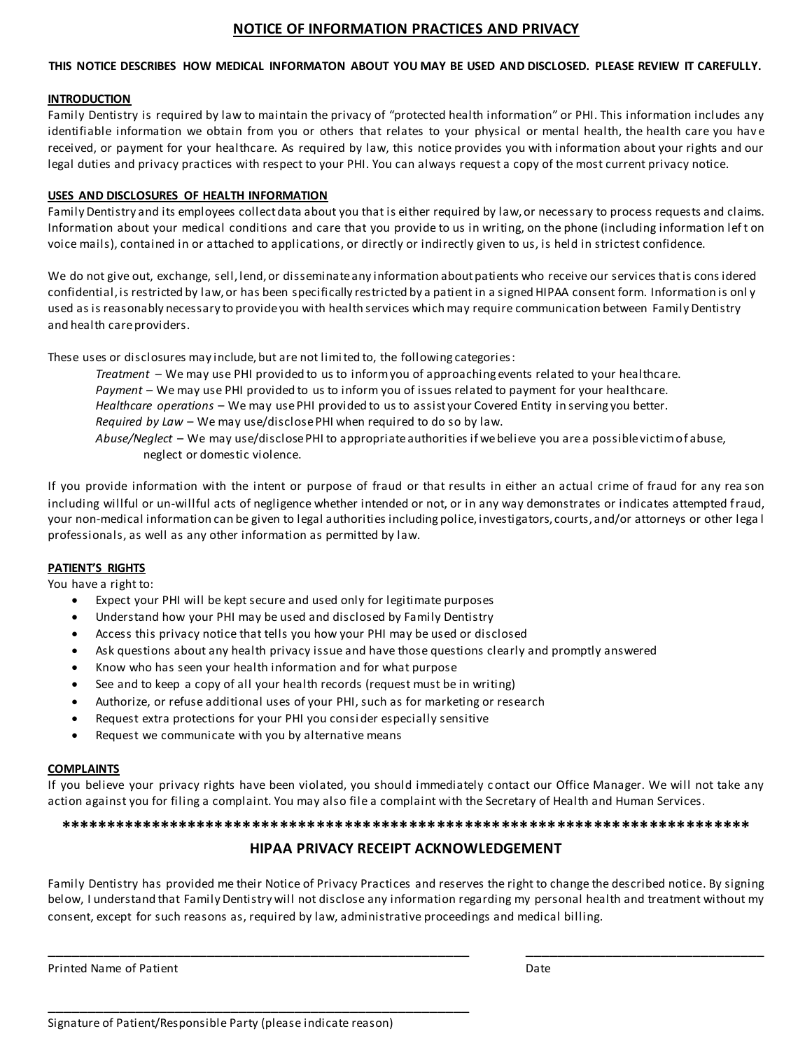# NOTICE OF INFORMATION PRACTICES AND PRIVACY

**THIS NOTICE DESCRIBES HOW MEDICAL INFORMATON ABOUT YOU MAY BE USED AND DISCLOSED. PLEASE REVIEW IT CAREFULLY.**

## INTRODUCTION

Family Dentistry is required by law to maintain the privacy of "protected health information" or PHI. This information includes any identifiable information we obtain from you or others that relates to your physical or mental health, the health care you have received, or payment for your healthcare. As required by law, this notice provides you with information about your rights and our legal duties and privacy practices with respect to your PHI. You can always request a copy of the most current privacy notice.

## USES AND DISCLOSURES OF HEALTH INFORMATION

Family Dentistry and its employees collect data about you that is either required by law, or necessary to process requests and claims. Information about your medical conditions and care that you provide to us in writing, on the phone (including information left on voice mails), contained in or attached to applications, or directly or indirectly given to us, is held in strictest confidence.

We do not give out, exchange, sell, lend, or disseminate any information about patients who receive our services that is considered confidential, is restricted by law, or has been specifically restricted by a patient in a signed HIPAA consent form. Information is only used as is reasonably necessary to provide you with health services which may require communication between Family Dentistry and health care providers.

These uses or disclosures may include, but are not limited to, the following categories:

*Treatment* – We may use PHI provided to us to inform you of approaching events related to your healthcare.
*Payment* – We may use PHI provided to us to inform you of issues related to payment for your healthcare.
*Healthcare operations* – We may use PHI provided to us to assist your Covered Entity in serving you better.
*Required by Law* – We may use/disclose PHI when required to do so by law.
*Abuse/Neglect* – We may use/disclose PHI to appropriate authorities if we believe you are a possible victim of abuse, neglect or domestic violence.

If you provide information with the intent or purpose of fraud or that results in either an actual crime of fraud for any reason including willful or un-willful acts of negligence whether intended or not, or in any way demonstrates or indicates attempted fraud, your non-medical information can be given to legal authorities including police, investigators, courts, and/or attorneys or other legal professionals, as well as any other information as permitted by law.

## PATIENT'S RIGHTS

You have a right to:

- Expect your PHI will be kept secure and used only for legitimate purposes
- Understand how your PHI may be used and disclosed by Family Dentistry
- Access this privacy notice that tells you how your PHI may be used or disclosed
- Ask questions about any health privacy issue and have those questions clearly and promptly answered
- Know who has seen your health information and for what purpose
- See and to keep a copy of all your health records (request must be in writing)
- Authorize, or refuse additional uses of your PHI, such as for marketing or research
- Request extra protections for your PHI you consider especially sensitive
- Request we communicate with you by alternative means

## COMPLAINTS

If you believe your privacy rights have been violated, you should immediately contact our Office Manager. We will not take any action against you for filing a complaint. You may also file a complaint with the Secretary of Health and Human Services.

**************************************************************************

## HIPAA PRIVACY RECEIPT ACKNOWLEDGEMENT

Family Dentistry has provided me their Notice of Privacy Practices and reserves the right to change the described notice. By signing below, I understand that Family Dentistry will not disclose any information regarding my personal health and treatment without my consent, except for such reasons as, required by law, administrative proceedings and medical billing.

______________________________________________ ____________________________

Printed Name of Patient Date

______________________________________________

Signature of Patient/Responsible Party (please indicate reason)